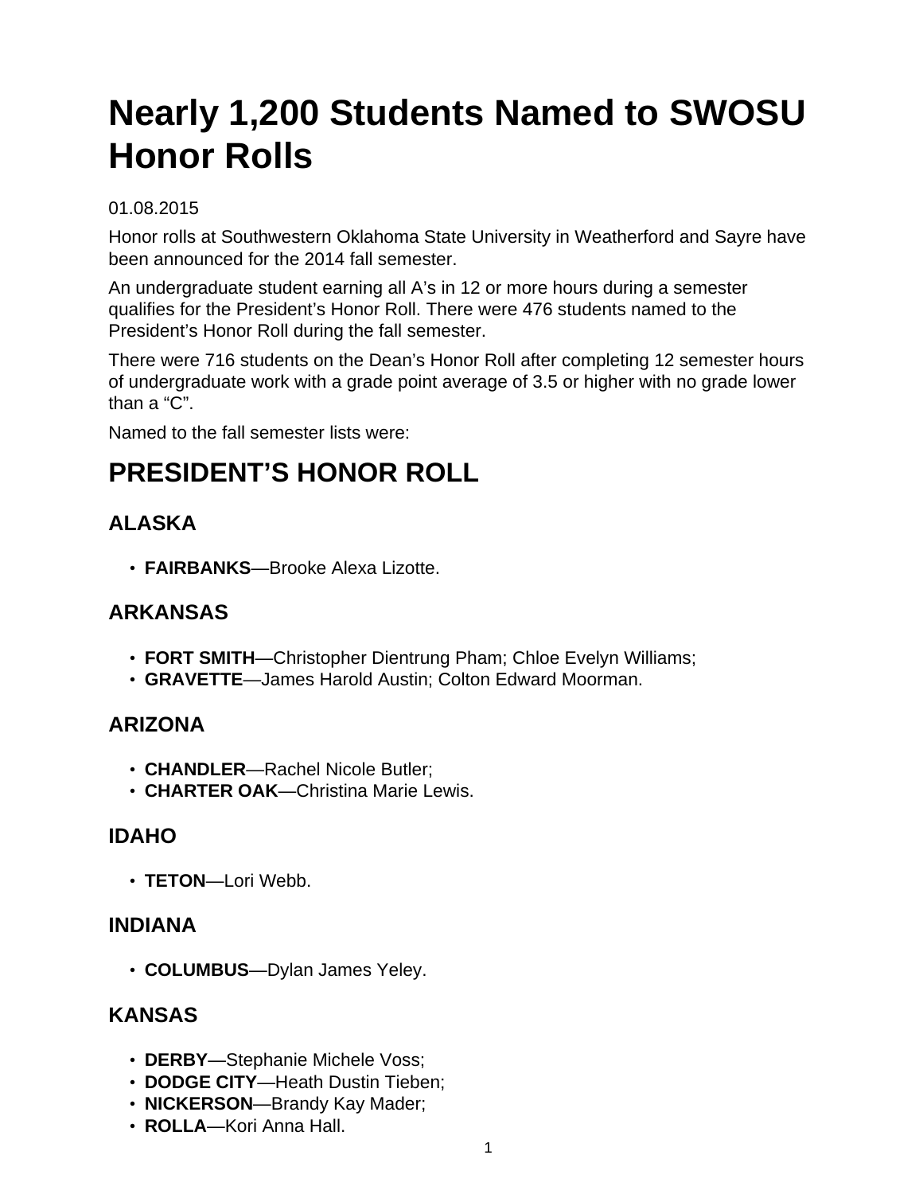# Nearly 1,200 Students Named to SWOSU Honor Rolls

01.08.2015

Honor rolls at Southwestern Oklahoma State University in Weatherford and Sayre have been announced for the 2014 fall semester.

An undergraduate student earning all A's in 12 or more hours during a semester qualifies for the President's Honor Roll. There were 476 students named to the President's Honor Roll during the fall semester.

There were 716 students on the Dean's Honor Roll after completing 12 semester hours of undergraduate work with a grade point average of 3.5 or higher with no grade lower than a "C".

Named to the fall semester lists were:

## PRESIDENT'S HONOR ROLL

### ALASKA

- **FAIRBANKS**—Brooke Alexa Lizotte.

### ARKANSAS

- **FORT SMITH**—Christopher Dientrung Pham; Chloe Evelyn Williams;
- **GRAVETTE**—James Harold Austin; Colton Edward Moorman.

### ARIZONA

- **CHANDLER**—Rachel Nicole Butler;
- **CHARTER OAK**—Christina Marie Lewis.

### IDAHO

- **TETON**—Lori Webb.

### INDIANA

- **COLUMBUS**—Dylan James Yeley.

### KANSAS

- **DERBY**—Stephanie Michele Voss;
- **DODGE CITY**—Heath Dustin Tieben;
- **NICKERSON**—Brandy Kay Mader;
- **ROLLA**—Kori Anna Hall.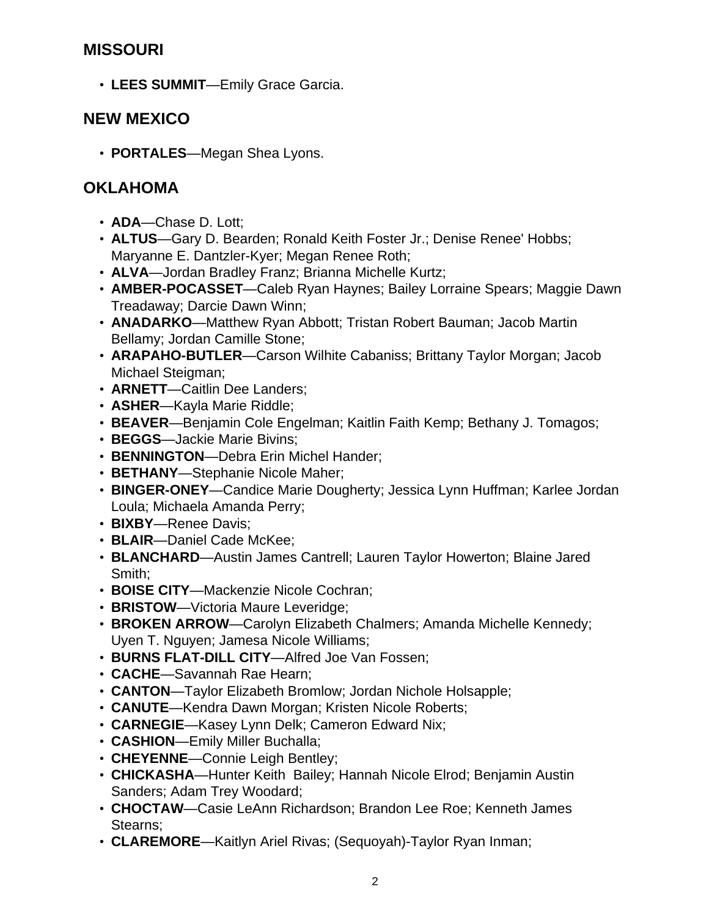## MISSOURI

- **LEES SUMMIT**—Emily Grace Garcia.

## NEW MEXICO

- **PORTALES**—Megan Shea Lyons.

## OKLAHOMA

- **ADA**—Chase D. Lott;
- **ALTUS**—Gary D. Bearden; Ronald Keith Foster Jr.; Denise Renee' Hobbs; Maryanne E. Dantzler-Kyer; Megan Renee Roth;
- **ALVA**—Jordan Bradley Franz; Brianna Michelle Kurtz;
- **AMBER-POCASSET**—Caleb Ryan Haynes; Bailey Lorraine Spears; Maggie Dawn Treadaway; Darcie Dawn Winn;
- **ANADARKO**—Matthew Ryan Abbott; Tristan Robert Bauman; Jacob Martin Bellamy; Jordan Camille Stone;
- **ARAPAHO-BUTLER**—Carson Wilhite Cabaniss; Brittany Taylor Morgan; Jacob Michael Steigman;
- **ARNETT**—Caitlin Dee Landers;
- **ASHER**—Kayla Marie Riddle;
- **BEAVER**—Benjamin Cole Engelman; Kaitlin Faith Kemp; Bethany J. Tomagos;
- **BEGGS**—Jackie Marie Bivins;
- **BENNINGTON**—Debra Erin Michel Hander;
- **BETHANY**—Stephanie Nicole Maher;
- **BINGER-ONEY**—Candice Marie Dougherty; Jessica Lynn Huffman; Karlee Jordan Loula; Michaela Amanda Perry;
- **BIXBY**—Renee Davis;
- **BLAIR**—Daniel Cade McKee;
- **BLANCHARD**—Austin James Cantrell; Lauren Taylor Howerton; Blaine Jared Smith;
- **BOISE CITY**—Mackenzie Nicole Cochran;
- **BRISTOW**—Victoria Maure Leveridge;
- **BROKEN ARROW**—Carolyn Elizabeth Chalmers; Amanda Michelle Kennedy; Uyen T. Nguyen; Jamesa Nicole Williams;
- **BURNS FLAT-DILL CITY**—Alfred Joe Van Fossen;
- **CACHE**—Savannah Rae Hearn;
- **CANTON**—Taylor Elizabeth Bromlow; Jordan Nichole Holsapple;
- **CANUTE**—Kendra Dawn Morgan; Kristen Nicole Roberts;
- **CARNEGIE**—Kasey Lynn Delk; Cameron Edward Nix;
- **CASHION**—Emily Miller Buchalla;
- **CHEYENNE**—Connie Leigh Bentley;
- **CHICKASHA**—Hunter Keith Bailey; Hannah Nicole Elrod; Benjamin Austin Sanders; Adam Trey Woodard;
- **CHOCTAW**—Casie LeAnn Richardson; Brandon Lee Roe; Kenneth James Stearns;
- **CLAREMORE**—Kaitlyn Ariel Rivas; (Sequoyah)-Taylor Ryan Inman;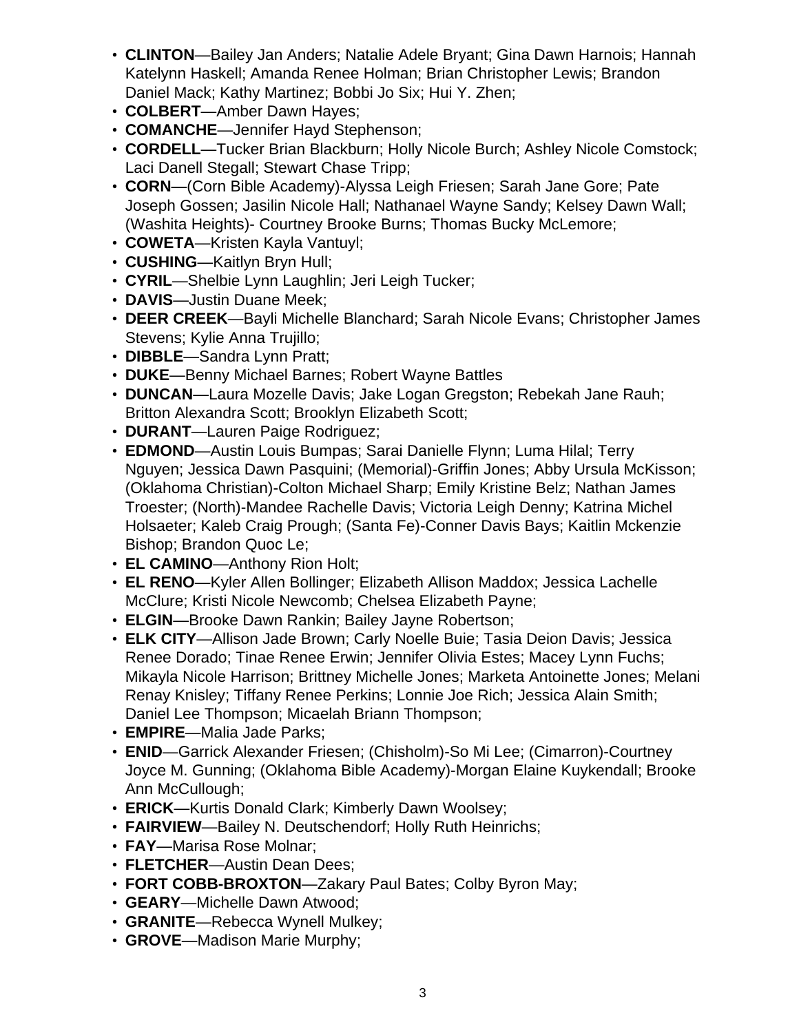- **CLINTON**—Bailey Jan Anders; Natalie Adele Bryant; Gina Dawn Harnois; Hannah Katelynn Haskell; Amanda Renee Holman; Brian Christopher Lewis; Brandon Daniel Mack; Kathy Martinez; Bobbi Jo Six; Hui Y. Zhen;
- **COLBERT**—Amber Dawn Hayes;
- **COMANCHE**—Jennifer Hayd Stephenson;
- **CORDELL**—Tucker Brian Blackburn; Holly Nicole Burch; Ashley Nicole Comstock; Laci Danell Stegall; Stewart Chase Tripp;
- **CORN**—(Corn Bible Academy)-Alyssa Leigh Friesen; Sarah Jane Gore; Pate Joseph Gossen; Jasilin Nicole Hall; Nathanael Wayne Sandy; Kelsey Dawn Wall; (Washita Heights)- Courtney Brooke Burns; Thomas Bucky McLemore;
- **COWETA**—Kristen Kayla Vantuyl;
- **CUSHING**—Kaitlyn Bryn Hull;
- **CYRIL**—Shelbie Lynn Laughlin; Jeri Leigh Tucker;
- **DAVIS**—Justin Duane Meek;
- **DEER CREEK**—Bayli Michelle Blanchard; Sarah Nicole Evans; Christopher James Stevens; Kylie Anna Trujillo;
- **DIBBLE**—Sandra Lynn Pratt;
- **DUKE**—Benny Michael Barnes; Robert Wayne Battles
- **DUNCAN**—Laura Mozelle Davis; Jake Logan Gregston; Rebekah Jane Rauh; Britton Alexandra Scott; Brooklyn Elizabeth Scott;
- **DURANT**—Lauren Paige Rodriguez;
- **EDMOND**—Austin Louis Bumpas; Sarai Danielle Flynn; Luma Hilal; Terry Nguyen; Jessica Dawn Pasquini; (Memorial)-Griffin Jones; Abby Ursula McKisson; (Oklahoma Christian)-Colton Michael Sharp; Emily Kristine Belz; Nathan James Troester; (North)-Mandee Rachelle Davis; Victoria Leigh Denny; Katrina Michel Holsaeter; Kaleb Craig Prough; (Santa Fe)-Conner Davis Bays; Kaitlin Mckenzie Bishop; Brandon Quoc Le;
- **EL CAMINO**—Anthony Rion Holt;
- **EL RENO**—Kyler Allen Bollinger; Elizabeth Allison Maddox; Jessica Lachelle McClure; Kristi Nicole Newcomb; Chelsea Elizabeth Payne;
- **ELGIN**—Brooke Dawn Rankin; Bailey Jayne Robertson;
- **ELK CITY**—Allison Jade Brown; Carly Noelle Buie; Tasia Deion Davis; Jessica Renee Dorado; Tinae Renee Erwin; Jennifer Olivia Estes; Macey Lynn Fuchs; Mikayla Nicole Harrison; Brittney Michelle Jones; Marketa Antoinette Jones; Melani Renay Knisley; Tiffany Renee Perkins; Lonnie Joe Rich; Jessica Alain Smith; Daniel Lee Thompson; Micaelah Briann Thompson;
- **EMPIRE**—Malia Jade Parks;
- **ENID**—Garrick Alexander Friesen; (Chisholm)-So Mi Lee; (Cimarron)-Courtney Joyce M. Gunning; (Oklahoma Bible Academy)-Morgan Elaine Kuykendall; Brooke Ann McCullough;
- **ERICK**—Kurtis Donald Clark; Kimberly Dawn Woolsey;
- **FAIRVIEW**—Bailey N. Deutschendorf; Holly Ruth Heinrichs;
- **FAY**—Marisa Rose Molnar;
- **FLETCHER**—Austin Dean Dees;
- **FORT COBB-BROXTON**—Zakary Paul Bates; Colby Byron May;
- **GEARY**—Michelle Dawn Atwood;
- **GRANITE**—Rebecca Wynell Mulkey;
- **GROVE**—Madison Marie Murphy;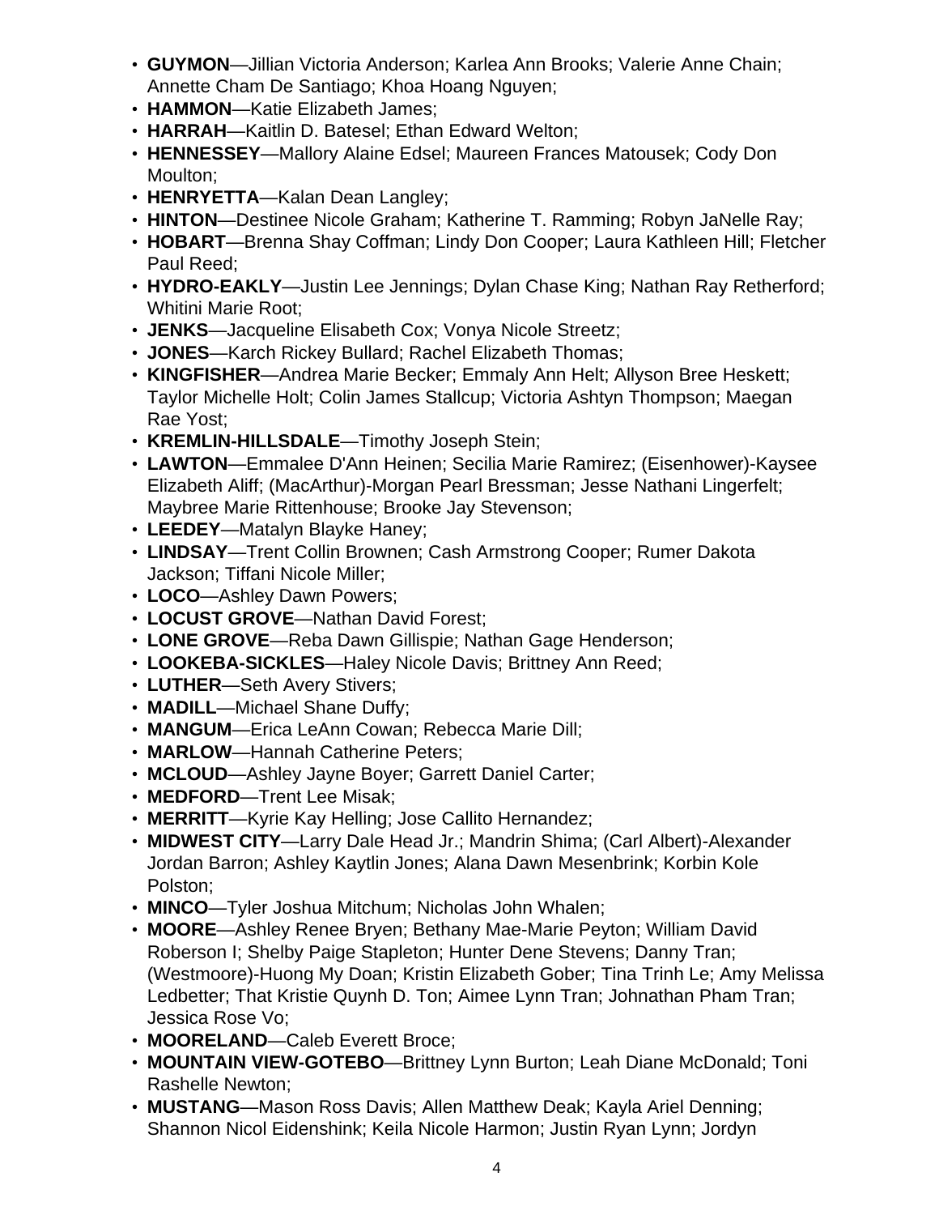- **GUYMON**—Jillian Victoria Anderson; Karlea Ann Brooks; Valerie Anne Chain; Annette Cham De Santiago; Khoa Hoang Nguyen;
- **HAMMON**—Katie Elizabeth James;
- **HARRAH**—Kaitlin D. Batesel; Ethan Edward Welton;
- **HENNESSEY**—Mallory Alaine Edsel; Maureen Frances Matousek; Cody Don Moulton;
- **HENRYETTA**—Kalan Dean Langley;
- **HINTON**—Destinee Nicole Graham; Katherine T. Ramming; Robyn JaNelle Ray;
- **HOBART**—Brenna Shay Coffman; Lindy Don Cooper; Laura Kathleen Hill; Fletcher Paul Reed;
- **HYDRO-EAKLY**—Justin Lee Jennings; Dylan Chase King; Nathan Ray Retherford; Whitini Marie Root;
- **JENKS**—Jacqueline Elisabeth Cox; Vonya Nicole Streetz;
- **JONES**—Karch Rickey Bullard; Rachel Elizabeth Thomas;
- **KINGFISHER**—Andrea Marie Becker; Emmaly Ann Helt; Allyson Bree Heskett; Taylor Michelle Holt; Colin James Stallcup; Victoria Ashtyn Thompson; Maegan Rae Yost;
- **KREMLIN-HILLSDALE**—Timothy Joseph Stein;
- **LAWTON**—Emmalee D'Ann Heinen; Secilia Marie Ramirez; (Eisenhower)-Kaysee Elizabeth Aliff; (MacArthur)-Morgan Pearl Bressman; Jesse Nathani Lingerfelt; Maybree Marie Rittenhouse; Brooke Jay Stevenson;
- **LEEDEY**—Matalyn Blayke Haney;
- **LINDSAY**—Trent Collin Brownen; Cash Armstrong Cooper; Rumer Dakota Jackson; Tiffani Nicole Miller;
- **LOCO**—Ashley Dawn Powers;
- **LOCUST GROVE**—Nathan David Forest;
- **LONE GROVE**—Reba Dawn Gillispie; Nathan Gage Henderson;
- **LOOKEBA-SICKLES**—Haley Nicole Davis; Brittney Ann Reed;
- **LUTHER**—Seth Avery Stivers;
- **MADILL**—Michael Shane Duffy;
- **MANGUM**—Erica LeAnn Cowan; Rebecca Marie Dill;
- **MARLOW**—Hannah Catherine Peters;
- **MCLOUD**—Ashley Jayne Boyer; Garrett Daniel Carter;
- **MEDFORD**—Trent Lee Misak;
- **MERRITT**—Kyrie Kay Helling; Jose Callito Hernandez;
- **MIDWEST CITY**—Larry Dale Head Jr.; Mandrin Shima; (Carl Albert)-Alexander Jordan Barron; Ashley Kaytlin Jones; Alana Dawn Mesenbrink; Korbin Kole Polston;
- **MINCO**—Tyler Joshua Mitchum; Nicholas John Whalen;
- **MOORE**—Ashley Renee Bryen; Bethany Mae-Marie Peyton; William David Roberson I; Shelby Paige Stapleton; Hunter Dene Stevens; Danny Tran; (Westmoore)-Huong My Doan; Kristin Elizabeth Gober; Tina Trinh Le; Amy Melissa Ledbetter; That Kristie Quynh D. Ton; Aimee Lynn Tran; Johnathan Pham Tran; Jessica Rose Vo;
- **MOORELAND**—Caleb Everett Broce;
- **MOUNTAIN VIEW-GOTEBO**—Brittney Lynn Burton; Leah Diane McDonald; Toni Rashelle Newton;
- **MUSTANG**—Mason Ross Davis; Allen Matthew Deak; Kayla Ariel Denning; Shannon Nicol Eidenshink; Keila Nicole Harmon; Justin Ryan Lynn; Jordyn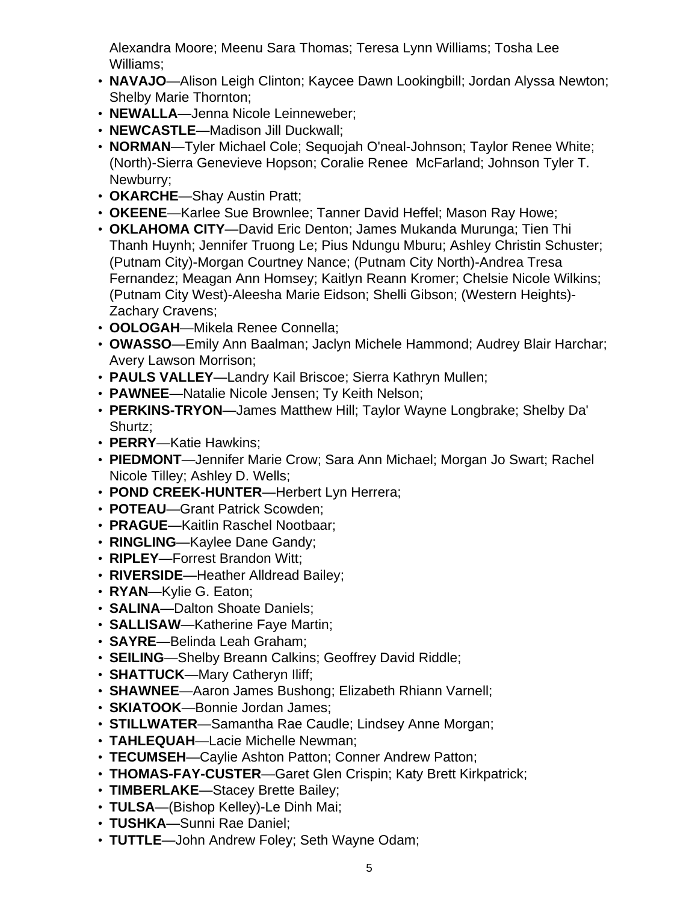Alexandra Moore; Meenu Sara Thomas; Teresa Lynn Williams; Tosha Lee Williams;

- **NAVAJO**—Alison Leigh Clinton; Kaycee Dawn Lookingbill; Jordan Alyssa Newton; Shelby Marie Thornton;
- **NEWALLA**—Jenna Nicole Leinneweber;
- **NEWCASTLE**—Madison Jill Duckwall;
- **NORMAN**—Tyler Michael Cole; Sequojah O'neal-Johnson; Taylor Renee White; (North)-Sierra Genevieve Hopson; Coralie Renee McFarland; Johnson Tyler T. Newburry;
- **OKARCHE**—Shay Austin Pratt;
- **OKEENE**—Karlee Sue Brownlee; Tanner David Heffel; Mason Ray Howe;
- **OKLAHOMA CITY**—David Eric Denton; James Mukanda Murunga; Tien Thi Thanh Huynh; Jennifer Truong Le; Pius Ndungu Mburu; Ashley Christin Schuster; (Putnam City)-Morgan Courtney Nance; (Putnam City North)-Andrea Tresa Fernandez; Meagan Ann Homsey; Kaitlyn Reann Kromer; Chelsie Nicole Wilkins; (Putnam City West)-Aleesha Marie Eidson; Shelli Gibson; (Western Heights)-Zachary Cravens;
- **OOLOGAH**—Mikela Renee Connella;
- **OWASSO**—Emily Ann Baalman; Jaclyn Michele Hammond; Audrey Blair Harchar; Avery Lawson Morrison;
- **PAULS VALLEY**—Landry Kail Briscoe; Sierra Kathryn Mullen;
- **PAWNEE**—Natalie Nicole Jensen; Ty Keith Nelson;
- **PERKINS-TRYON**—James Matthew Hill; Taylor Wayne Longbrake; Shelby Da' Shurtz;
- **PERRY**—Katie Hawkins;
- **PIEDMONT**—Jennifer Marie Crow; Sara Ann Michael; Morgan Jo Swart; Rachel Nicole Tilley; Ashley D. Wells;
- **POND CREEK-HUNTER**—Herbert Lyn Herrera;
- **POTEAU**—Grant Patrick Scowden;
- **PRAGUE**—Kaitlin Raschel Nootbaar;
- **RINGLING**—Kaylee Dane Gandy;
- **RIPLEY**—Forrest Brandon Witt;
- **RIVERSIDE**—Heather Alldread Bailey;
- **RYAN**—Kylie G. Eaton;
- **SALINA**—Dalton Shoate Daniels;
- **SALLISAW**—Katherine Faye Martin;
- **SAYRE**—Belinda Leah Graham;
- **SEILING**—Shelby Breann Calkins; Geoffrey David Riddle;
- **SHATTUCK**—Mary Catheryn Iliff;
- **SHAWNEE**—Aaron James Bushong; Elizabeth Rhiann Varnell;
- **SKIATOOK**—Bonnie Jordan James;
- **STILLWATER**—Samantha Rae Caudle; Lindsey Anne Morgan;
- **TAHLEQUAH**—Lacie Michelle Newman;
- **TECUMSEH**—Caylie Ashton Patton; Conner Andrew Patton;
- **THOMAS-FAY-CUSTER**—Garet Glen Crispin; Katy Brett Kirkpatrick;
- **TIMBERLAKE**—Stacey Brette Bailey;
- **TULSA**—(Bishop Kelley)-Le Dinh Mai;
- **TUSHKA**—Sunni Rae Daniel;
- **TUTTLE**—John Andrew Foley; Seth Wayne Odam;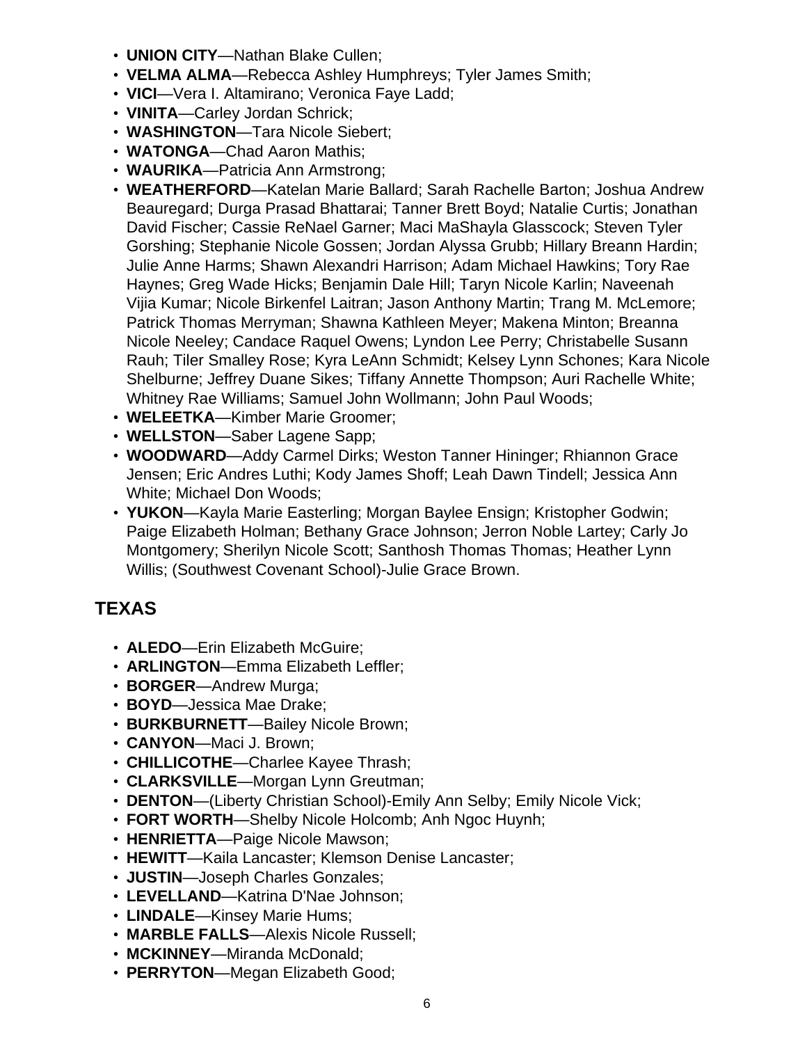- **UNION CITY**—Nathan Blake Cullen;
- **VELMA ALMA**—Rebecca Ashley Humphreys; Tyler James Smith;
- **VICI**—Vera I. Altamirano; Veronica Faye Ladd;
- **VINITA**—Carley Jordan Schrick;
- **WASHINGTON**—Tara Nicole Siebert;
- **WATONGA**—Chad Aaron Mathis;
- **WAURIKA**—Patricia Ann Armstrong;
- **WEATHERFORD**—Katelan Marie Ballard; Sarah Rachelle Barton; Joshua Andrew Beauregard; Durga Prasad Bhattarai; Tanner Brett Boyd; Natalie Curtis; Jonathan David Fischer; Cassie ReNael Garner; Maci MaShayla Glasscock; Steven Tyler Gorshing; Stephanie Nicole Gossen; Jordan Alyssa Grubb; Hillary Breann Hardin; Julie Anne Harms; Shawn Alexandri Harrison; Adam Michael Hawkins; Tory Rae Haynes; Greg Wade Hicks; Benjamin Dale Hill; Taryn Nicole Karlin; Naveenah Vijia Kumar; Nicole Birkenfel Laitran; Jason Anthony Martin; Trang M. McLemore; Patrick Thomas Merryman; Shawna Kathleen Meyer; Makena Minton; Breanna Nicole Neeley; Candace Raquel Owens; Lyndon Lee Perry; Christabelle Susann Rauh; Tiler Smalley Rose; Kyra LeAnn Schmidt; Kelsey Lynn Schones; Kara Nicole Shelburne; Jeffrey Duane Sikes; Tiffany Annette Thompson; Auri Rachelle White; Whitney Rae Williams; Samuel John Wollmann; John Paul Woods;
- **WELEETKA**—Kimber Marie Groomer;
- **WELLSTON**—Saber Lagene Sapp;
- **WOODWARD**—Addy Carmel Dirks; Weston Tanner Hininger; Rhiannon Grace Jensen; Eric Andres Luthi; Kody James Shoff; Leah Dawn Tindell; Jessica Ann White; Michael Don Woods;
- **YUKON**—Kayla Marie Easterling; Morgan Baylee Ensign; Kristopher Godwin; Paige Elizabeth Holman; Bethany Grace Johnson; Jerron Noble Lartey; Carly Jo Montgomery; Sherilyn Nicole Scott; Santhosh Thomas Thomas; Heather Lynn Willis; (Southwest Covenant School)-Julie Grace Brown.

## TEXAS

- **ALEDO**—Erin Elizabeth McGuire;
- **ARLINGTON**—Emma Elizabeth Leffler;
- **BORGER**—Andrew Murga;
- **BOYD**—Jessica Mae Drake;
- **BURKBURNETT**—Bailey Nicole Brown;
- **CANYON**—Maci J. Brown;
- **CHILLICOTHE**—Charlee Kayee Thrash;
- **CLARKSVILLE**—Morgan Lynn Greutman;
- **DENTON**—(Liberty Christian School)-Emily Ann Selby; Emily Nicole Vick;
- **FORT WORTH**—Shelby Nicole Holcomb; Anh Ngoc Huynh;
- **HENRIETTA**—Paige Nicole Mawson;
- **HEWITT**—Kaila Lancaster; Klemson Denise Lancaster;
- **JUSTIN**—Joseph Charles Gonzales;
- **LEVELLAND**—Katrina D'Nae Johnson;
- **LINDALE**—Kinsey Marie Hums;
- **MARBLE FALLS**—Alexis Nicole Russell;
- **MCKINNEY**—Miranda McDonald;
- **PERRYTON**—Megan Elizabeth Good;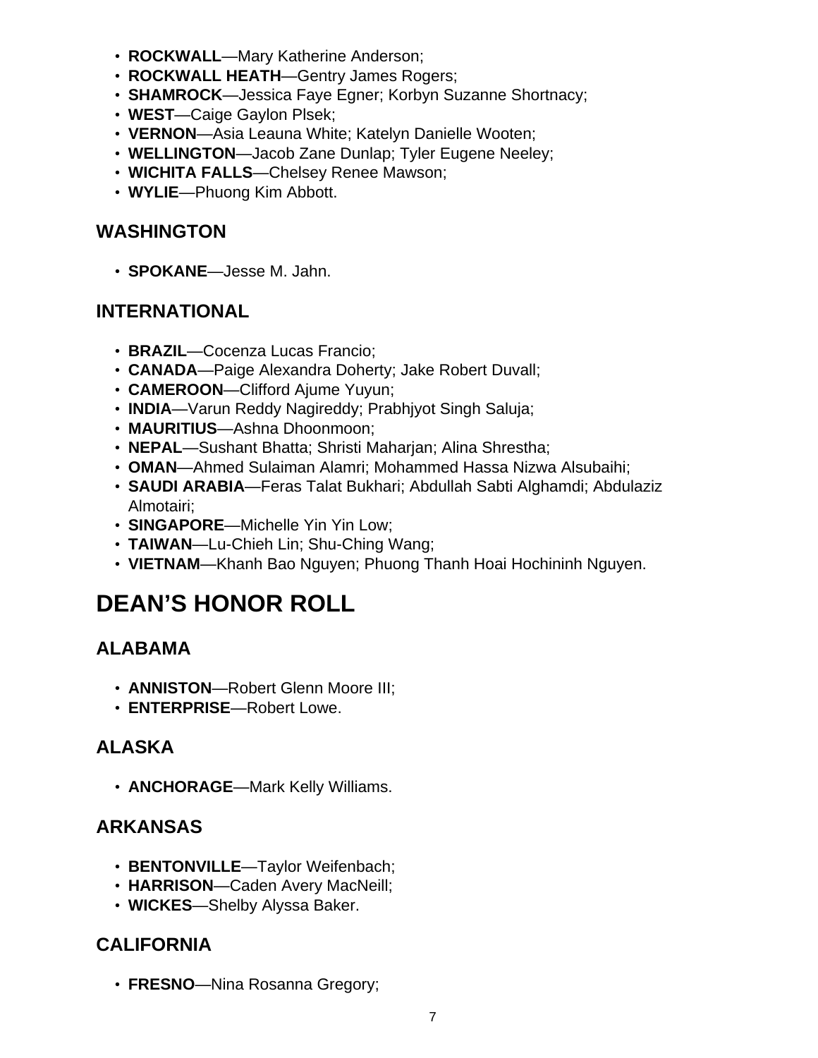- **ROCKWALL**—Mary Katherine Anderson;
- **ROCKWALL HEATH**—Gentry James Rogers;
- **SHAMROCK**—Jessica Faye Egner; Korbyn Suzanne Shortnacy;
- **WEST**—Caige Gaylon Plsek;
- **VERNON**—Asia Leauna White; Katelyn Danielle Wooten;
- **WELLINGTON**—Jacob Zane Dunlap; Tyler Eugene Neeley;
- **WICHITA FALLS**—Chelsey Renee Mawson;
- **WYLIE**—Phuong Kim Abbott.

## WASHINGTON

- **SPOKANE**—Jesse M. Jahn.

## INTERNATIONAL

- **BRAZIL**—Cocenza Lucas Francio;
- **CANADA**—Paige Alexandra Doherty; Jake Robert Duvall;
- **CAMEROON**—Clifford Ajume Yuyun;
- **INDIA**—Varun Reddy Nagireddy; Prabhjyot Singh Saluja;
- **MAURITIUS**—Ashna Dhoonmoon;
- **NEPAL**—Sushant Bhatta; Shristi Maharjan; Alina Shrestha;
- **OMAN**—Ahmed Sulaiman Alamri; Mohammed Hassa Nizwa Alsubaihi;
- **SAUDI ARABIA**—Feras Talat Bukhari; Abdullah Sabti Alghamdi; Abdulaziz Almotairi;
- **SINGAPORE**—Michelle Yin Yin Low;
- **TAIWAN**—Lu-Chieh Lin; Shu-Ching Wang;
- **VIETNAM**—Khanh Bao Nguyen; Phuong Thanh Hoai Hochininh Nguyen.

# DEAN'S HONOR ROLL

## ALABAMA

- **ANNISTON**—Robert Glenn Moore III;
- **ENTERPRISE**—Robert Lowe.

## ALASKA

- **ANCHORAGE**—Mark Kelly Williams.

## ARKANSAS

- **BENTONVILLE**—Taylor Weifenbach;
- **HARRISON**—Caden Avery MacNeill;
- **WICKES**—Shelby Alyssa Baker.

## CALIFORNIA

- **FRESNO**—Nina Rosanna Gregory;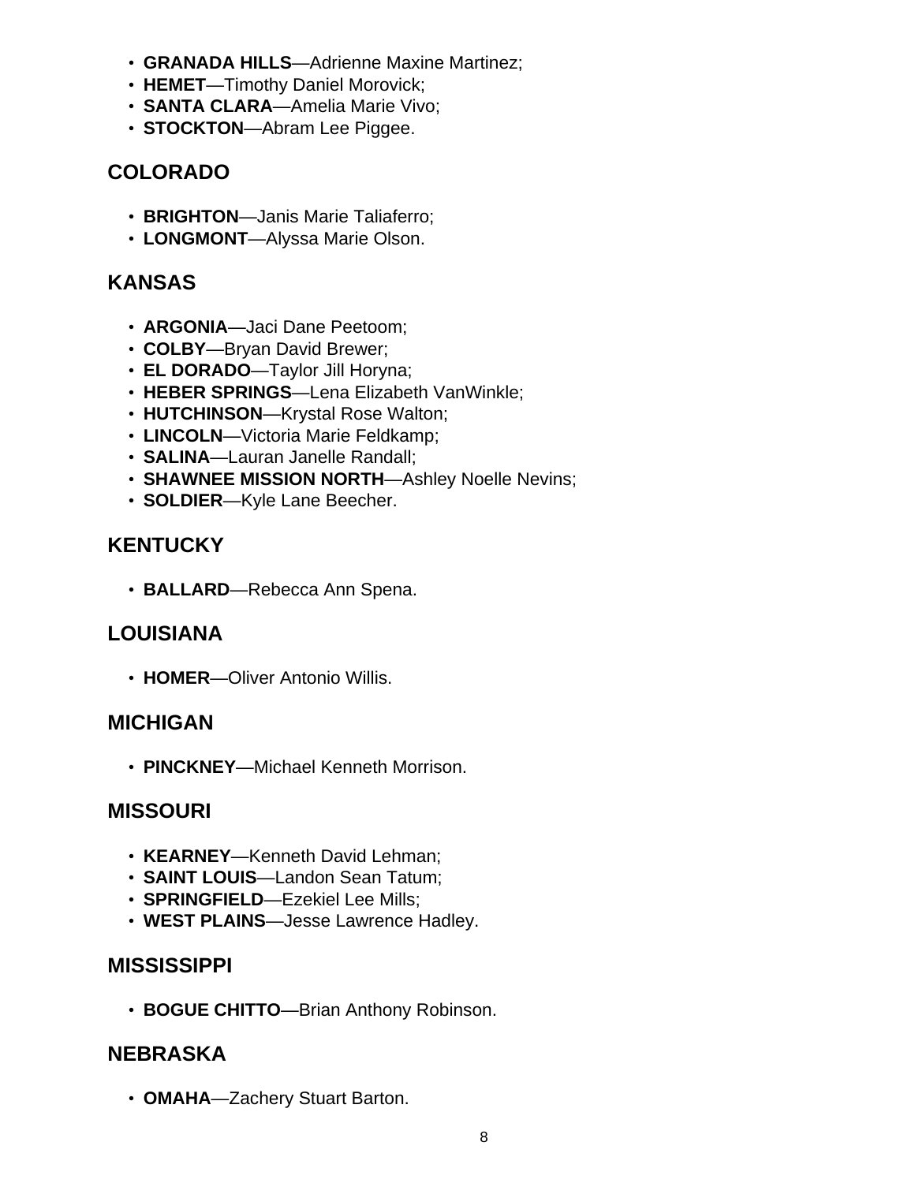- **GRANADA HILLS**—Adrienne Maxine Martinez;
- **HEMET**—Timothy Daniel Morovick;
- **SANTA CLARA**—Amelia Marie Vivo;
- **STOCKTON**—Abram Lee Piggee.

## COLORADO

- **BRIGHTON**—Janis Marie Taliaferro;
- **LONGMONT**—Alyssa Marie Olson.

## KANSAS

- **ARGONIA**—Jaci Dane Peetoom;
- **COLBY**—Bryan David Brewer;
- **EL DORADO**—Taylor Jill Horyna;
- **HEBER SPRINGS**—Lena Elizabeth VanWinkle;
- **HUTCHINSON**—Krystal Rose Walton;
- **LINCOLN**—Victoria Marie Feldkamp;
- **SALINA**—Lauran Janelle Randall;
- **SHAWNEE MISSION NORTH**—Ashley Noelle Nevins;
- **SOLDIER**—Kyle Lane Beecher.

## KENTUCKY

- **BALLARD**—Rebecca Ann Spena.

## LOUISIANA

- **HOMER**—Oliver Antonio Willis.

## MICHIGAN

- **PINCKNEY**—Michael Kenneth Morrison.

## MISSOURI

- **KEARNEY**—Kenneth David Lehman;
- **SAINT LOUIS**—Landon Sean Tatum;
- **SPRINGFIELD**—Ezekiel Lee Mills;
- **WEST PLAINS**—Jesse Lawrence Hadley.

## MISSISSIPPI

- **BOGUE CHITTO**—Brian Anthony Robinson.

## NEBRASKA

- **OMAHA**—Zachery Stuart Barton.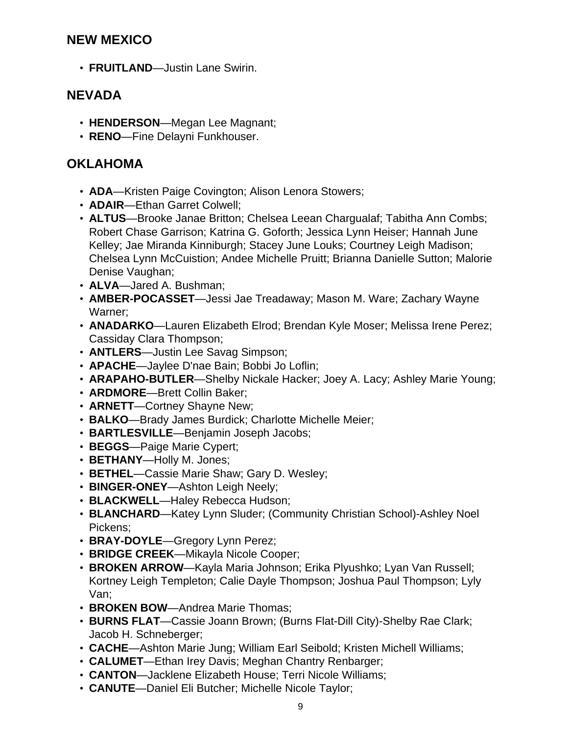## NEW MEXICO

- **FRUITLAND**—Justin Lane Swirin.

## NEVADA

- **HENDERSON**—Megan Lee Magnant;
- **RENO**—Fine Delayni Funkhouser.

## OKLAHOMA

- **ADA**—Kristen Paige Covington; Alison Lenora Stowers;
- **ADAIR**—Ethan Garret Colwell;
- **ALTUS**—Brooke Janae Britton; Chelsea Leean Chargualaf; Tabitha Ann Combs; Robert Chase Garrison; Katrina G. Goforth; Jessica Lynn Heiser; Hannah June Kelley; Jae Miranda Kinniburgh; Stacey June Louks; Courtney Leigh Madison; Chelsea Lynn McCuistion; Andee Michelle Pruitt; Brianna Danielle Sutton; Malorie Denise Vaughan;
- **ALVA**—Jared A. Bushman;
- **AMBER-POCASSET**—Jessi Jae Treadaway; Mason M. Ware; Zachary Wayne Warner;
- **ANADARKO**—Lauren Elizabeth Elrod; Brendan Kyle Moser; Melissa Irene Perez; Cassiday Clara Thompson;
- **ANTLERS**—Justin Lee Savag Simpson;
- **APACHE**—Jaylee D'nae Bain; Bobbi Jo Loflin;
- **ARAPAHO-BUTLER**—Shelby Nickale Hacker; Joey A. Lacy; Ashley Marie Young;
- **ARDMORE**—Brett Collin Baker;
- **ARNETT**—Cortney Shayne New;
- **BALKO**—Brady James Burdick; Charlotte Michelle Meier;
- **BARTLESVILLE**—Benjamin Joseph Jacobs;
- **BEGGS**—Paige Marie Cypert;
- **BETHANY**—Holly M. Jones;
- **BETHEL**—Cassie Marie Shaw; Gary D. Wesley;
- **BINGER-ONEY**—Ashton Leigh Neely;
- **BLACKWELL**—Haley Rebecca Hudson;
- **BLANCHARD**—Katey Lynn Sluder; (Community Christian School)-Ashley Noel Pickens;
- **BRAY-DOYLE**—Gregory Lynn Perez;
- **BRIDGE CREEK**—Mikayla Nicole Cooper;
- **BROKEN ARROW**—Kayla Maria Johnson; Erika Plyushko; Lyan Van Russell; Kortney Leigh Templeton; Calie Dayle Thompson; Joshua Paul Thompson; Lyly Van;
- **BROKEN BOW**—Andrea Marie Thomas;
- **BURNS FLAT**—Cassie Joann Brown; (Burns Flat-Dill City)-Shelby Rae Clark; Jacob H. Schneberger;
- **CACHE**—Ashton Marie Jung; William Earl Seibold; Kristen Michell Williams;
- **CALUMET**—Ethan Irey Davis; Meghan Chantry Renbarger;
- **CANTON**—Jacklene Elizabeth House; Terri Nicole Williams;
- **CANUTE**—Daniel Eli Butcher; Michelle Nicole Taylor;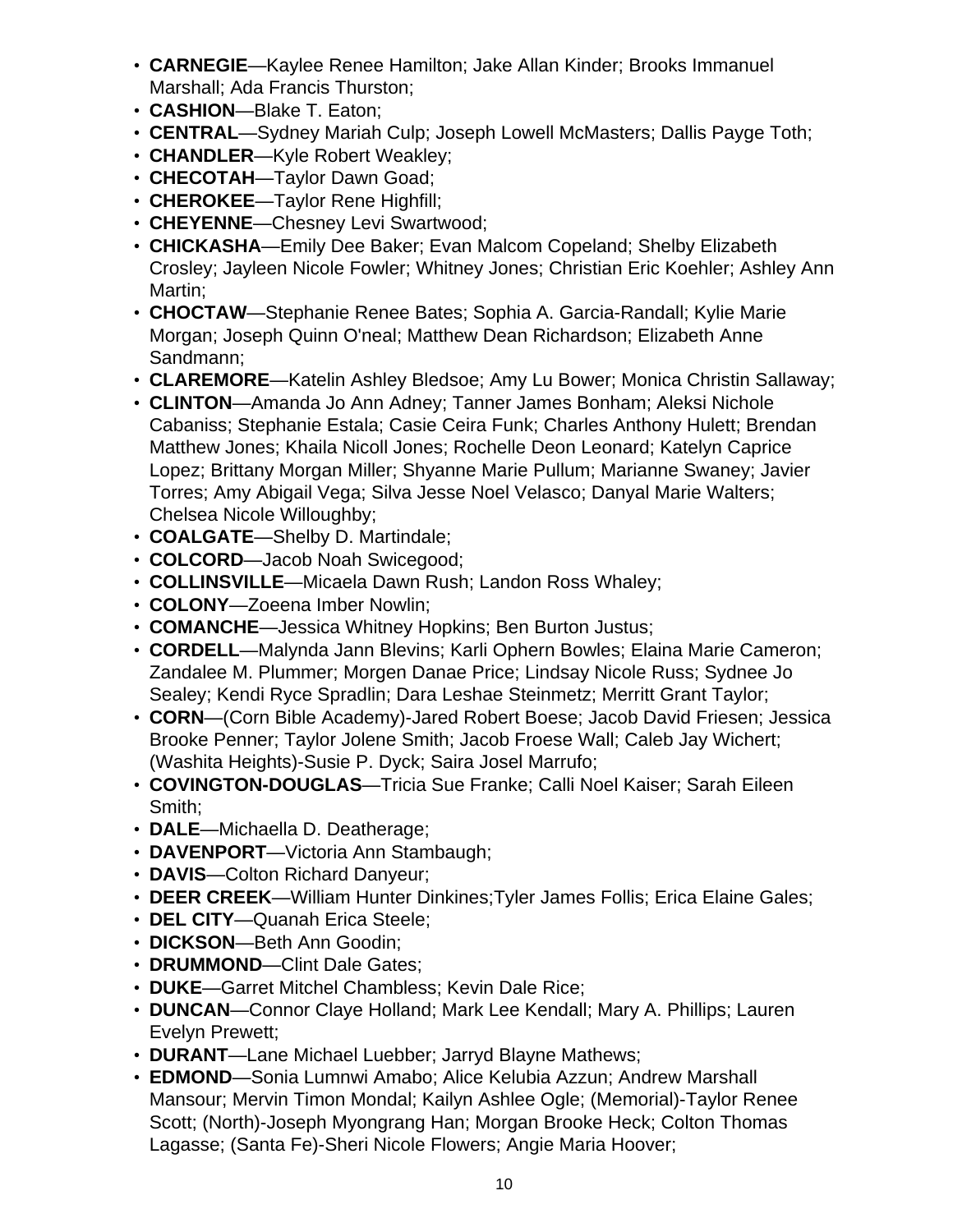- **CARNEGIE**—Kaylee Renee Hamilton; Jake Allan Kinder; Brooks Immanuel Marshall; Ada Francis Thurston;
- **CASHION**—Blake T. Eaton;
- **CENTRAL**—Sydney Mariah Culp; Joseph Lowell McMasters; Dallis Payge Toth;
- **CHANDLER**—Kyle Robert Weakley;
- **CHECOTAH**—Taylor Dawn Goad;
- **CHEROKEE**—Taylor Rene Highfill;
- **CHEYENNE**—Chesney Levi Swartwood;
- **CHICKASHA**—Emily Dee Baker; Evan Malcom Copeland; Shelby Elizabeth Crosley; Jayleen Nicole Fowler; Whitney Jones; Christian Eric Koehler; Ashley Ann Martin;
- **CHOCTAW**—Stephanie Renee Bates; Sophia A. Garcia-Randall; Kylie Marie Morgan; Joseph Quinn O'neal; Matthew Dean Richardson; Elizabeth Anne Sandmann;
- **CLAREMORE**—Katelin Ashley Bledsoe; Amy Lu Bower; Monica Christin Sallaway;
- **CLINTON**—Amanda Jo Ann Adney; Tanner James Bonham; Aleksi Nichole Cabaniss; Stephanie Estala; Casie Ceira Funk; Charles Anthony Hulett; Brendan Matthew Jones; Khaila Nicoll Jones; Rochelle Deon Leonard; Katelyn Caprice Lopez; Brittany Morgan Miller; Shyanne Marie Pullum; Marianne Swaney; Javier Torres; Amy Abigail Vega; Silva Jesse Noel Velasco; Danyal Marie Walters; Chelsea Nicole Willoughby;
- **COALGATE**—Shelby D. Martindale;
- **COLCORD**—Jacob Noah Swicegood;
- **COLLINSVILLE**—Micaela Dawn Rush; Landon Ross Whaley;
- **COLONY**—Zoeena Imber Nowlin;
- **COMANCHE**—Jessica Whitney Hopkins; Ben Burton Justus;
- **CORDELL**—Malynda Jann Blevins; Karli Ophern Bowles; Elaina Marie Cameron; Zandalee M. Plummer; Morgen Danae Price; Lindsay Nicole Russ; Sydnee Jo Sealey; Kendi Ryce Spradlin; Dara Leshae Steinmetz; Merritt Grant Taylor;
- **CORN**—(Corn Bible Academy)-Jared Robert Boese; Jacob David Friesen; Jessica Brooke Penner; Taylor Jolene Smith; Jacob Froese Wall; Caleb Jay Wichert; (Washita Heights)-Susie P. Dyck; Saira Josel Marrufo;
- **COVINGTON-DOUGLAS**—Tricia Sue Franke; Calli Noel Kaiser; Sarah Eileen Smith;
- **DALE**—Michaella D. Deatherage;
- **DAVENPORT**—Victoria Ann Stambaugh;
- **DAVIS**—Colton Richard Danyeur;
- **DEER CREEK**—William Hunter Dinkines;Tyler James Follis; Erica Elaine Gales;
- **DEL CITY**—Quanah Erica Steele;
- **DICKSON**—Beth Ann Goodin;
- **DRUMMOND**—Clint Dale Gates;
- **DUKE**—Garret Mitchel Chambless; Kevin Dale Rice;
- **DUNCAN**—Connor Claye Holland; Mark Lee Kendall; Mary A. Phillips; Lauren Evelyn Prewett;
- **DURANT**—Lane Michael Luebber; Jarryd Blayne Mathews;
- **EDMOND**—Sonia Lumnwi Amabo; Alice Kelubia Azzun; Andrew Marshall Mansour; Mervin Timon Mondal; Kailyn Ashlee Ogle; (Memorial)-Taylor Renee Scott; (North)-Joseph Myongrang Han; Morgan Brooke Heck; Colton Thomas Lagasse; (Santa Fe)-Sheri Nicole Flowers; Angie Maria Hoover;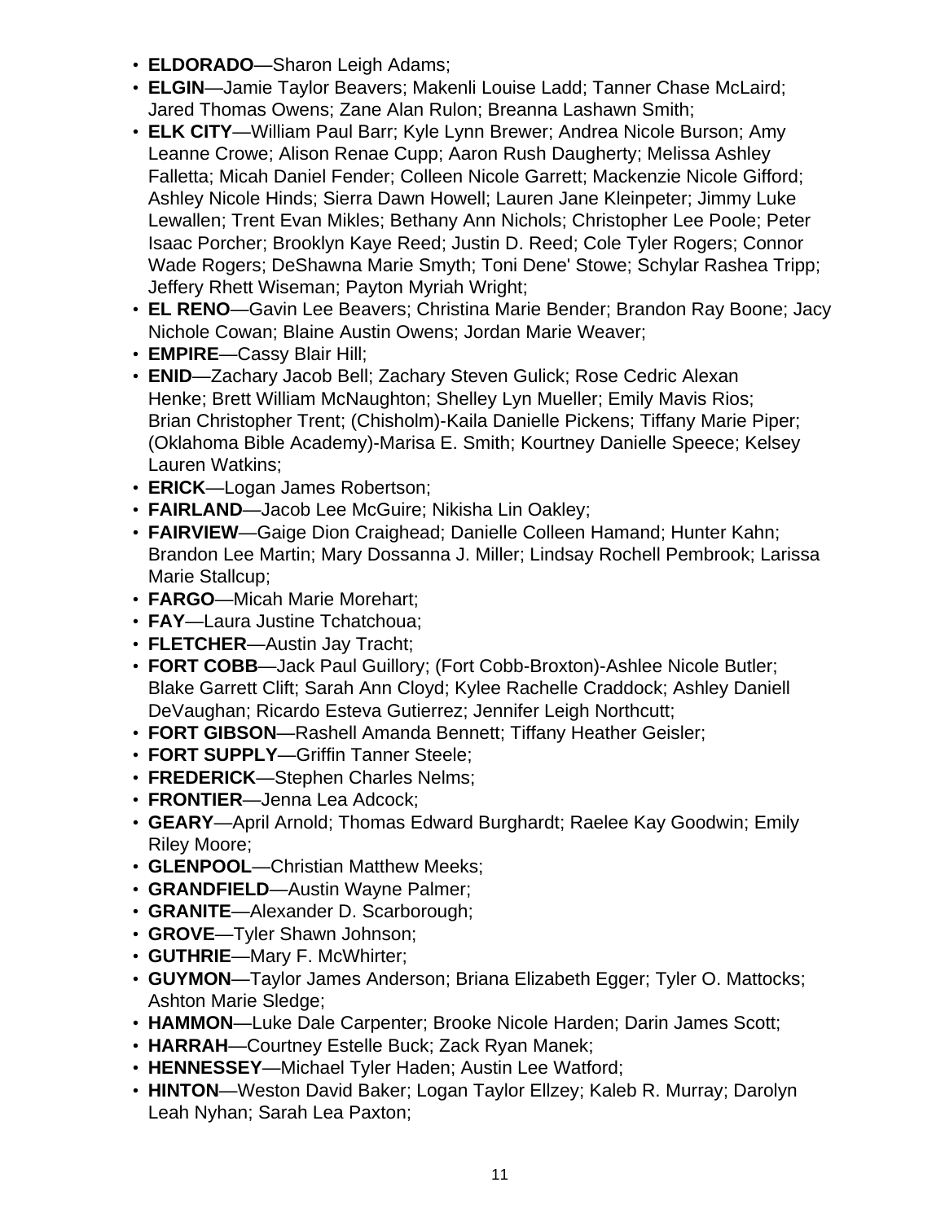- **ELDORADO**—Sharon Leigh Adams;
- **ELGIN**—Jamie Taylor Beavers; Makenli Louise Ladd; Tanner Chase McLaird; Jared Thomas Owens; Zane Alan Rulon; Breanna Lashawn Smith;
- **ELK CITY**—William Paul Barr; Kyle Lynn Brewer; Andrea Nicole Burson; Amy Leanne Crowe; Alison Renae Cupp; Aaron Rush Daugherty; Melissa Ashley Falletta; Micah Daniel Fender; Colleen Nicole Garrett; Mackenzie Nicole Gifford; Ashley Nicole Hinds; Sierra Dawn Howell; Lauren Jane Kleinpeter; Jimmy Luke Lewallen; Trent Evan Mikles; Bethany Ann Nichols; Christopher Lee Poole; Peter Isaac Porcher; Brooklyn Kaye Reed; Justin D. Reed; Cole Tyler Rogers; Connor Wade Rogers; DeShawna Marie Smyth; Toni Dene' Stowe; Schylar Rashea Tripp; Jeffery Rhett Wiseman; Payton Myriah Wright;
- **EL RENO**—Gavin Lee Beavers; Christina Marie Bender; Brandon Ray Boone; Jacy Nichole Cowan; Blaine Austin Owens; Jordan Marie Weaver;
- **EMPIRE**—Cassy Blair Hill;
- **ENID**—Zachary Jacob Bell; Zachary Steven Gulick; Rose Cedric Alexan Henke; Brett William McNaughton; Shelley Lyn Mueller; Emily Mavis Rios; Brian Christopher Trent; (Chisholm)-Kaila Danielle Pickens; Tiffany Marie Piper; (Oklahoma Bible Academy)-Marisa E. Smith; Kourtney Danielle Speece; Kelsey Lauren Watkins;
- **ERICK**—Logan James Robertson;
- **FAIRLAND**—Jacob Lee McGuire; Nikisha Lin Oakley;
- **FAIRVIEW**—Gaige Dion Craighead; Danielle Colleen Hamand; Hunter Kahn; Brandon Lee Martin; Mary Dossanna J. Miller; Lindsay Rochell Pembrook; Larissa Marie Stallcup;
- **FARGO**—Micah Marie Morehart;
- **FAY**—Laura Justine Tchatchoua;
- **FLETCHER**—Austin Jay Tracht;
- **FORT COBB**—Jack Paul Guillory; (Fort Cobb-Broxton)-Ashlee Nicole Butler; Blake Garrett Clift; Sarah Ann Cloyd; Kylee Rachelle Craddock; Ashley Daniell DeVaughan; Ricardo Esteva Gutierrez; Jennifer Leigh Northcutt;
- **FORT GIBSON**—Rashell Amanda Bennett; Tiffany Heather Geisler;
- **FORT SUPPLY**—Griffin Tanner Steele;
- **FREDERICK**—Stephen Charles Nelms;
- **FRONTIER**—Jenna Lea Adcock;
- **GEARY**—April Arnold; Thomas Edward Burghardt; Raelee Kay Goodwin; Emily Riley Moore;
- **GLENPOOL**—Christian Matthew Meeks;
- **GRANDFIELD**—Austin Wayne Palmer;
- **GRANITE**—Alexander D. Scarborough;
- **GROVE**—Tyler Shawn Johnson;
- **GUTHRIE**—Mary F. McWhirter;
- **GUYMON**—Taylor James Anderson; Briana Elizabeth Egger; Tyler O. Mattocks; Ashton Marie Sledge;
- **HAMMON**—Luke Dale Carpenter; Brooke Nicole Harden; Darin James Scott;
- **HARRAH**—Courtney Estelle Buck; Zack Ryan Manek;
- **HENNESSEY**—Michael Tyler Haden; Austin Lee Watford;
- **HINTON**—Weston David Baker; Logan Taylor Ellzey; Kaleb R. Murray; Darolyn Leah Nyhan; Sarah Lea Paxton;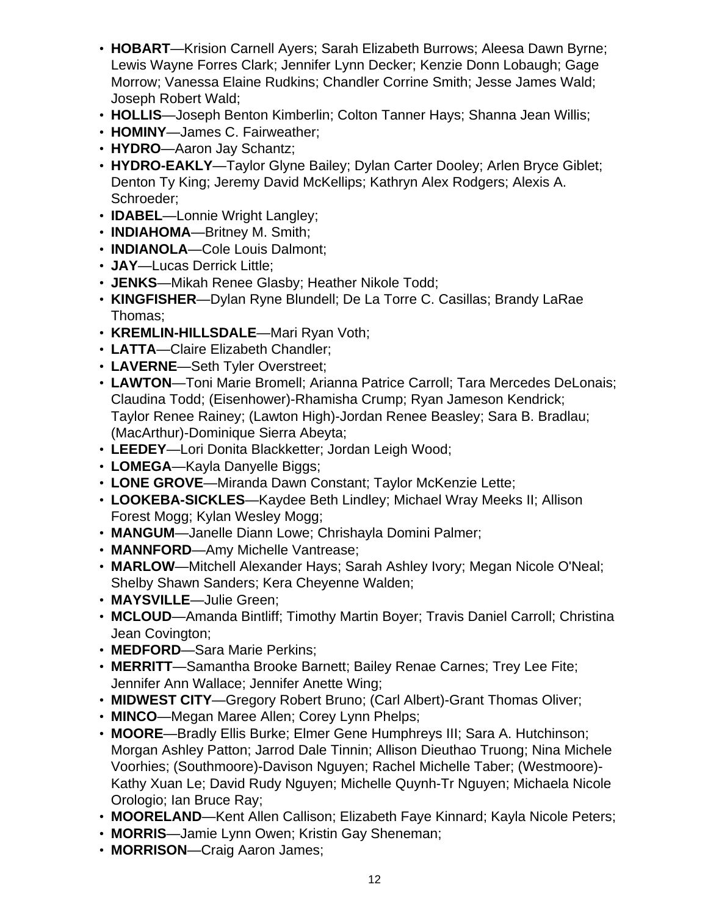- **HOBART**—Krision Carnell Ayers; Sarah Elizabeth Burrows; Aleesa Dawn Byrne; Lewis Wayne Forres Clark; Jennifer Lynn Decker; Kenzie Donn Lobaugh; Gage Morrow; Vanessa Elaine Rudkins; Chandler Corrine Smith; Jesse James Wald; Joseph Robert Wald;
- **HOLLIS**—Joseph Benton Kimberlin; Colton Tanner Hays; Shanna Jean Willis;
- **HOMINY**—James C. Fairweather;
- **HYDRO**—Aaron Jay Schantz;
- **HYDRO-EAKLY**—Taylor Glyne Bailey; Dylan Carter Dooley; Arlen Bryce Giblet; Denton Ty King; Jeremy David McKellips; Kathryn Alex Rodgers; Alexis A. Schroeder;
- **IDABEL**—Lonnie Wright Langley;
- **INDIAHOMA**—Britney M. Smith;
- **INDIANOLA**—Cole Louis Dalmont;
- **JAY**—Lucas Derrick Little;
- **JENKS**—Mikah Renee Glasby; Heather Nikole Todd;
- **KINGFISHER**—Dylan Ryne Blundell; De La Torre C. Casillas; Brandy LaRae Thomas;
- **KREMLIN-HILLSDALE**—Mari Ryan Voth;
- **LATTA**—Claire Elizabeth Chandler;
- **LAVERNE**—Seth Tyler Overstreet;
- **LAWTON**—Toni Marie Bromell; Arianna Patrice Carroll; Tara Mercedes DeLonais; Claudina Todd; (Eisenhower)-Rhamisha Crump; Ryan Jameson Kendrick; Taylor Renee Rainey; (Lawton High)-Jordan Renee Beasley; Sara B. Bradlau; (MacArthur)-Dominique Sierra Abeyta;
- **LEEDEY**—Lori Donita Blackketter; Jordan Leigh Wood;
- **LOMEGA**—Kayla Danyelle Biggs;
- **LONE GROVE**—Miranda Dawn Constant; Taylor McKenzie Lette;
- **LOOKEBA-SICKLES**—Kaydee Beth Lindley; Michael Wray Meeks II; Allison Forest Mogg; Kylan Wesley Mogg;
- **MANGUM**—Janelle Diann Lowe; Chrishayla Domini Palmer;
- **MANNFORD**—Amy Michelle Vantrease;
- **MARLOW**—Mitchell Alexander Hays; Sarah Ashley Ivory; Megan Nicole O'Neal; Shelby Shawn Sanders; Kera Cheyenne Walden;
- **MAYSVILLE**—Julie Green;
- **MCLOUD**—Amanda Bintliff; Timothy Martin Boyer; Travis Daniel Carroll; Christina Jean Covington;
- **MEDFORD**—Sara Marie Perkins;
- **MERRITT**—Samantha Brooke Barnett; Bailey Renae Carnes; Trey Lee Fite; Jennifer Ann Wallace; Jennifer Anette Wing;
- **MIDWEST CITY**—Gregory Robert Bruno; (Carl Albert)-Grant Thomas Oliver;
- **MINCO**—Megan Maree Allen; Corey Lynn Phelps;
- **MOORE**—Bradly Ellis Burke; Elmer Gene Humphreys III; Sara A. Hutchinson; Morgan Ashley Patton; Jarrod Dale Tinnin; Allison Dieuthao Truong; Nina Michele Voorhies; (Southmoore)-Davison Nguyen; Rachel Michelle Taber; (Westmoore)-Kathy Xuan Le; David Rudy Nguyen; Michelle Quynh-Tr Nguyen; Michaela Nicole Orologio; Ian Bruce Ray;
- **MOORELAND**—Kent Allen Callison; Elizabeth Faye Kinnard; Kayla Nicole Peters;
- **MORRIS**—Jamie Lynn Owen; Kristin Gay Sheneman;
- **MORRISON**—Craig Aaron James;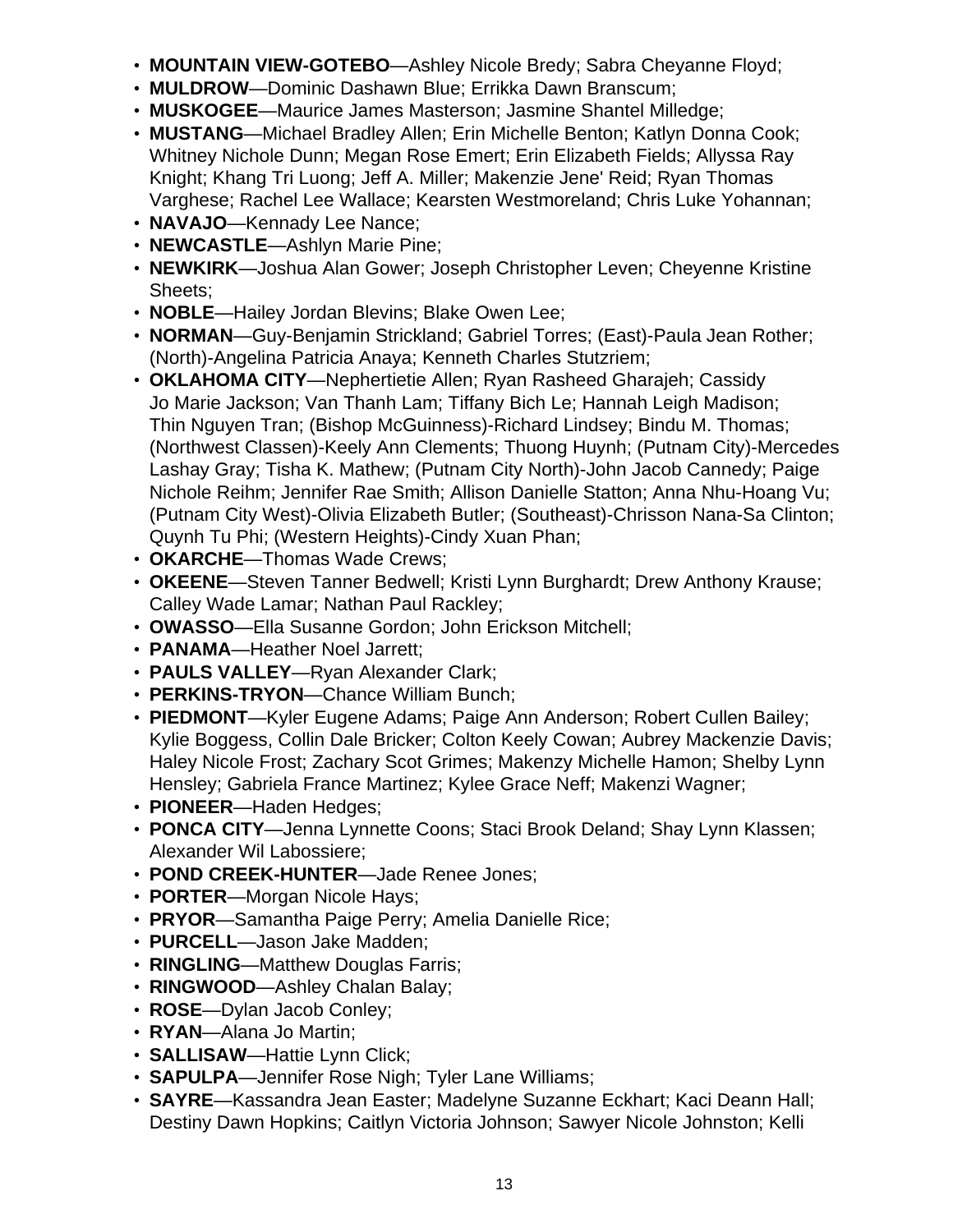- **MOUNTAIN VIEW-GOTEBO**—Ashley Nicole Bredy; Sabra Cheyanne Floyd;
- **MULDROW**—Dominic Dashawn Blue; Errikka Dawn Branscum;
- **MUSKOGEE**—Maurice James Masterson; Jasmine Shantel Milledge;
- **MUSTANG**—Michael Bradley Allen; Erin Michelle Benton; Katlyn Donna Cook; Whitney Nichole Dunn; Megan Rose Emert; Erin Elizabeth Fields; Allyssa Ray Knight; Khang Tri Luong; Jeff A. Miller; Makenzie Jene' Reid; Ryan Thomas Varghese; Rachel Lee Wallace; Kearsten Westmoreland; Chris Luke Yohannan;
- **NAVAJO**—Kennady Lee Nance;
- **NEWCASTLE**—Ashlyn Marie Pine;
- **NEWKIRK**—Joshua Alan Gower; Joseph Christopher Leven; Cheyenne Kristine Sheets;
- **NOBLE**—Hailey Jordan Blevins; Blake Owen Lee;
- **NORMAN**—Guy-Benjamin Strickland; Gabriel Torres; (East)-Paula Jean Rother; (North)-Angelina Patricia Anaya; Kenneth Charles Stutzriem;
- **OKLAHOMA CITY**—Nephertietie Allen; Ryan Rasheed Gharajeh; Cassidy Jo Marie Jackson; Van Thanh Lam; Tiffany Bich Le; Hannah Leigh Madison; Thin Nguyen Tran; (Bishop McGuinness)-Richard Lindsey; Bindu M. Thomas; (Northwest Classen)-Keely Ann Clements; Thuong Huynh; (Putnam City)-Mercedes Lashay Gray; Tisha K. Mathew; (Putnam City North)-John Jacob Cannedy; Paige Nichole Reihm; Jennifer Rae Smith; Allison Danielle Statton; Anna Nhu-Hoang Vu; (Putnam City West)-Olivia Elizabeth Butler; (Southeast)-Chrisson Nana-Sa Clinton; Quynh Tu Phi; (Western Heights)-Cindy Xuan Phan;
- **OKARCHE**—Thomas Wade Crews;
- **OKEENE**—Steven Tanner Bedwell; Kristi Lynn Burghardt; Drew Anthony Krause; Calley Wade Lamar; Nathan Paul Rackley;
- **OWASSO**—Ella Susanne Gordon; John Erickson Mitchell;
- **PANAMA**—Heather Noel Jarrett;
- **PAULS VALLEY**—Ryan Alexander Clark;
- **PERKINS-TRYON**—Chance William Bunch;
- **PIEDMONT**—Kyler Eugene Adams; Paige Ann Anderson; Robert Cullen Bailey; Kylie Boggess, Collin Dale Bricker; Colton Keely Cowan; Aubrey Mackenzie Davis; Haley Nicole Frost; Zachary Scot Grimes; Makenzy Michelle Hamon; Shelby Lynn Hensley; Gabriela France Martinez; Kylee Grace Neff; Makenzi Wagner;
- **PIONEER**—Haden Hedges;
- **PONCA CITY**—Jenna Lynnette Coons; Staci Brook Deland; Shay Lynn Klassen; Alexander Wil Labossiere;
- **POND CREEK-HUNTER**—Jade Renee Jones;
- **PORTER**—Morgan Nicole Hays;
- **PRYOR**—Samantha Paige Perry; Amelia Danielle Rice;
- **PURCELL**—Jason Jake Madden;
- **RINGLING**—Matthew Douglas Farris;
- **RINGWOOD**—Ashley Chalan Balay;
- **ROSE**—Dylan Jacob Conley;
- **RYAN**—Alana Jo Martin;
- **SALLISAW**—Hattie Lynn Click;
- **SAPULPA**—Jennifer Rose Nigh; Tyler Lane Williams;
- **SAYRE**—Kassandra Jean Easter; Madelyne Suzanne Eckhart; Kaci Deann Hall; Destiny Dawn Hopkins; Caitlyn Victoria Johnson; Sawyer Nicole Johnston; Kelli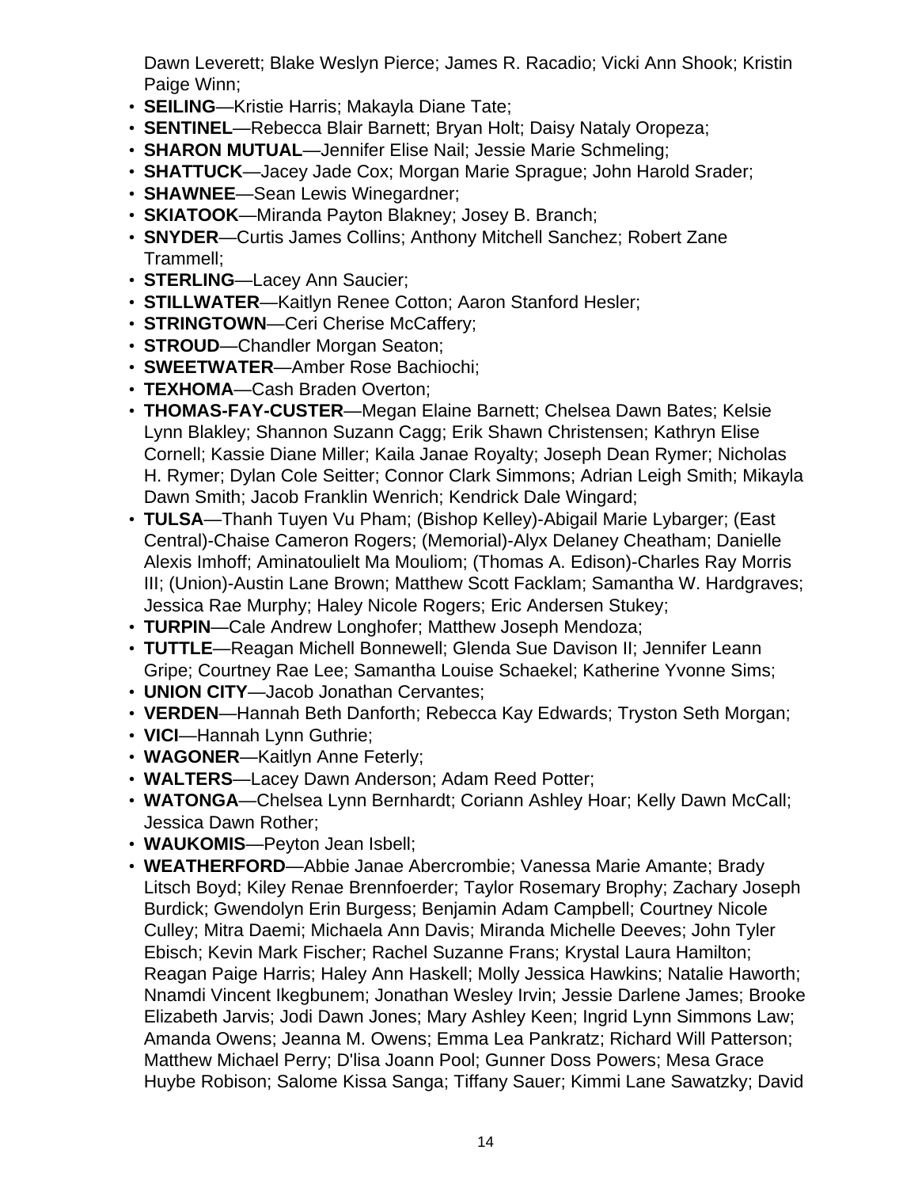Dawn Leverett; Blake Weslyn Pierce; James R. Racadio; Vicki Ann Shook; Kristin Paige Winn;

- **SEILING**—Kristie Harris; Makayla Diane Tate;
- **SENTINEL**—Rebecca Blair Barnett; Bryan Holt; Daisy Nataly Oropeza;
- **SHARON MUTUAL**—Jennifer Elise Nail; Jessie Marie Schmeling;
- **SHATTUCK**—Jacey Jade Cox; Morgan Marie Sprague; John Harold Srader;
- **SHAWNEE**—Sean Lewis Winegardner;
- **SKIATOOK**—Miranda Payton Blakney; Josey B. Branch;
- **SNYDER**—Curtis James Collins; Anthony Mitchell Sanchez; Robert Zane Trammell;
- **STERLING**—Lacey Ann Saucier;
- **STILLWATER**—Kaitlyn Renee Cotton; Aaron Stanford Hesler;
- **STRINGTOWN**—Ceri Cherise McCaffery;
- **STROUD**—Chandler Morgan Seaton;
- **SWEETWATER**—Amber Rose Bachiochi;
- **TEXHOMA**—Cash Braden Overton;
- **THOMAS-FAY-CUSTER**—Megan Elaine Barnett; Chelsea Dawn Bates; Kelsie Lynn Blakley; Shannon Suzann Cagg; Erik Shawn Christensen; Kathryn Elise Cornell; Kassie Diane Miller; Kaila Janae Royalty; Joseph Dean Rymer; Nicholas H. Rymer; Dylan Cole Seitter; Connor Clark Simmons; Adrian Leigh Smith; Mikayla Dawn Smith; Jacob Franklin Wenrich; Kendrick Dale Wingard;
- **TULSA**—Thanh Tuyen Vu Pham; (Bishop Kelley)-Abigail Marie Lybarger; (East Central)-Chaise Cameron Rogers; (Memorial)-Alyx Delaney Cheatham; Danielle Alexis Imhoff; Aminatoulielt Ma Mouliom; (Thomas A. Edison)-Charles Ray Morris III; (Union)-Austin Lane Brown; Matthew Scott Facklam; Samantha W. Hardgraves; Jessica Rae Murphy; Haley Nicole Rogers; Eric Andersen Stukey;
- **TURPIN**—Cale Andrew Longhofer; Matthew Joseph Mendoza;
- **TUTTLE**—Reagan Michell Bonnewell; Glenda Sue Davison II; Jennifer Leann Gripe; Courtney Rae Lee; Samantha Louise Schaekel; Katherine Yvonne Sims;
- **UNION CITY**—Jacob Jonathan Cervantes;
- **VERDEN**—Hannah Beth Danforth; Rebecca Kay Edwards; Tryston Seth Morgan;
- **VICI**—Hannah Lynn Guthrie;
- **WAGONER**—Kaitlyn Anne Feterly;
- **WALTERS**—Lacey Dawn Anderson; Adam Reed Potter;
- **WATONGA**—Chelsea Lynn Bernhardt; Coriann Ashley Hoar; Kelly Dawn McCall; Jessica Dawn Rother;
- **WAUKOMIS**—Peyton Jean Isbell;
- **WEATHERFORD**—Abbie Janae Abercrombie; Vanessa Marie Amante; Brady Litsch Boyd; Kiley Renae Brennfoerder; Taylor Rosemary Brophy; Zachary Joseph Burdick; Gwendolyn Erin Burgess; Benjamin Adam Campbell; Courtney Nicole Culley; Mitra Daemi; Michaela Ann Davis; Miranda Michelle Deeves; John Tyler Ebisch; Kevin Mark Fischer; Rachel Suzanne Frans; Krystal Laura Hamilton; Reagan Paige Harris; Haley Ann Haskell; Molly Jessica Hawkins; Natalie Haworth; Nnamdi Vincent Ikegbunem; Jonathan Wesley Irvin; Jessie Darlene James; Brooke Elizabeth Jarvis; Jodi Dawn Jones; Mary Ashley Keen; Ingrid Lynn Simmons Law; Amanda Owens; Jeanna M. Owens; Emma Lea Pankratz; Richard Will Patterson; Matthew Michael Perry; D'lisa Joann Pool; Gunner Doss Powers; Mesa Grace Huybe Robison; Salome Kissa Sanga; Tiffany Sauer; Kimmi Lane Sawatzky; David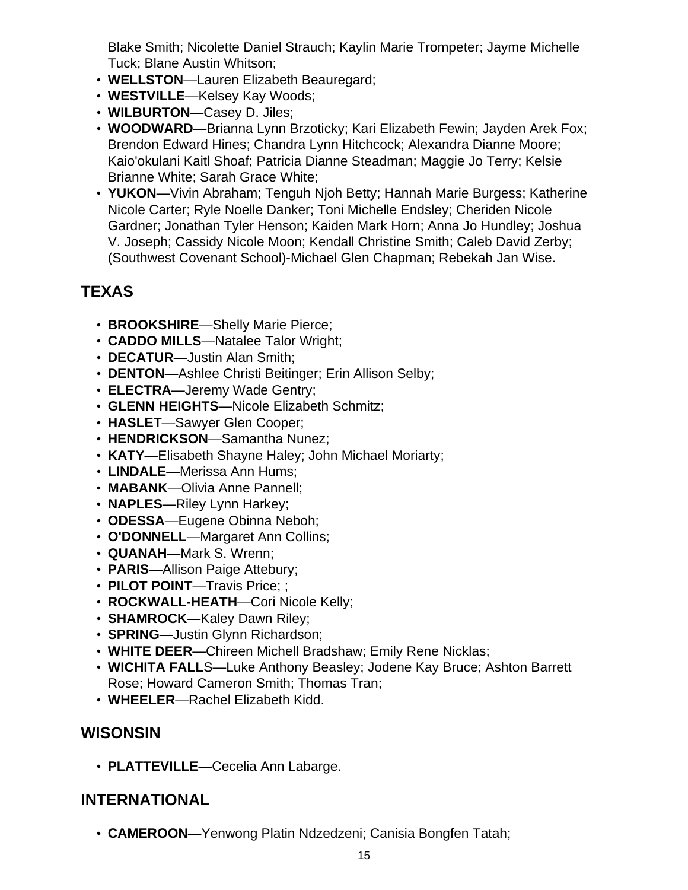Blake Smith; Nicolette Daniel Strauch; Kaylin Marie Trompeter; Jayme Michelle Tuck; Blane Austin Whitson;

- **WELLSTON**—Lauren Elizabeth Beauregard;
- **WESTVILLE**—Kelsey Kay Woods;
- **WILBURTON**—Casey D. Jiles;
- **WOODWARD**—Brianna Lynn Brzoticky; Kari Elizabeth Fewin; Jayden Arek Fox; Brendon Edward Hines; Chandra Lynn Hitchcock; Alexandra Dianne Moore; Kaio'okulani Kaitl Shoaf; Patricia Dianne Steadman; Maggie Jo Terry; Kelsie Brianne White; Sarah Grace White;
- **YUKON**—Vivin Abraham; Tenguh Njoh Betty; Hannah Marie Burgess; Katherine Nicole Carter; Ryle Noelle Danker; Toni Michelle Endsley; Cheriden Nicole Gardner; Jonathan Tyler Henson; Kaiden Mark Horn; Anna Jo Hundley; Joshua V. Joseph; Cassidy Nicole Moon; Kendall Christine Smith; Caleb David Zerby; (Southwest Covenant School)-Michael Glen Chapman; Rebekah Jan Wise.

## TEXAS

- **BROOKSHIRE**—Shelly Marie Pierce;
- **CADDO MILLS**—Natalee Talor Wright;
- **DECATUR**—Justin Alan Smith;
- **DENTON**—Ashlee Christi Beitinger; Erin Allison Selby;
- **ELECTRA**—Jeremy Wade Gentry;
- **GLENN HEIGHTS**—Nicole Elizabeth Schmitz;
- **HASLET**—Sawyer Glen Cooper;
- **HENDRICKSON**—Samantha Nunez;
- **KATY**—Elisabeth Shayne Haley; John Michael Moriarty;
- **LINDALE**—Merissa Ann Hums;
- **MABANK**—Olivia Anne Pannell;
- **NAPLES**—Riley Lynn Harkey;
- **ODESSA**—Eugene Obinna Neboh;
- **O'DONNELL**—Margaret Ann Collins;
- **QUANAH**—Mark S. Wrenn;
- **PARIS**—Allison Paige Attebury;
- **PILOT POINT**—Travis Price; ;
- **ROCKWALL-HEATH**—Cori Nicole Kelly;
- **SHAMROCK**—Kaley Dawn Riley;
- **SPRING**—Justin Glynn Richardson;
- **WHITE DEER**—Chireen Michell Bradshaw; Emily Rene Nicklas;
- **WICHITA FALL**S—Luke Anthony Beasley; Jodene Kay Bruce; Ashton Barrett Rose; Howard Cameron Smith; Thomas Tran;
- **WHEELER**—Rachel Elizabeth Kidd.

## WISONSIN

- **PLATTEVILLE**—Cecelia Ann Labarge.

## INTERNATIONAL

- **CAMEROON**—Yenwong Platin Ndzedzeni; Canisia Bongfen Tatah;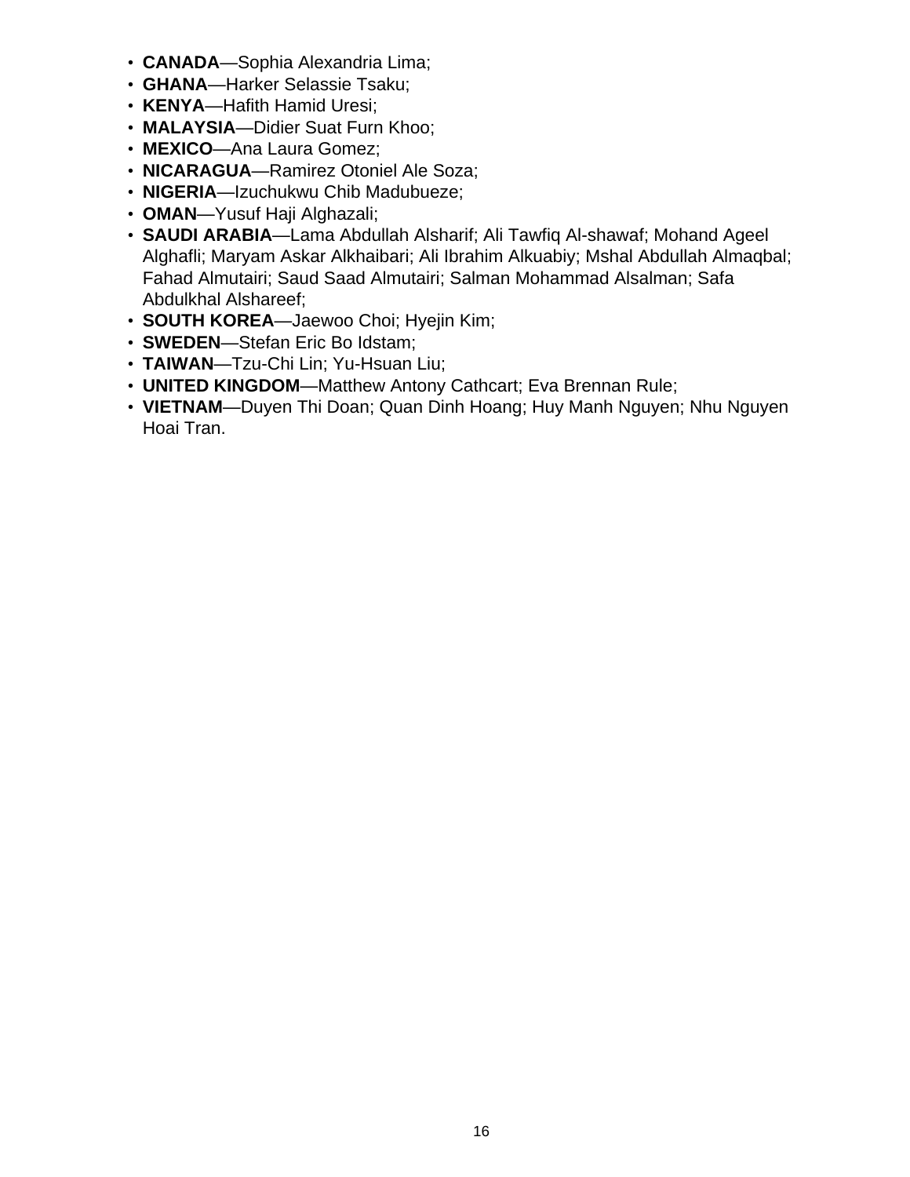- **CANADA**—Sophia Alexandria Lima;
- **GHANA**—Harker Selassie Tsaku;
- **KENYA**—Hafith Hamid Uresi;
- **MALAYSIA**—Didier Suat Furn Khoo;
- **MEXICO**—Ana Laura Gomez;
- **NICARAGUA**—Ramirez Otoniel Ale Soza;
- **NIGERIA**—Izuchukwu Chib Madubueze;
- **OMAN**—Yusuf Haji Alghazali;
- **SAUDI ARABIA**—Lama Abdullah Alsharif; Ali Tawfiq Al-shawaf; Mohand Ageel Alghafli; Maryam Askar Alkhaibari; Ali Ibrahim Alkuabiy; Mshal Abdullah Almaqbal; Fahad Almutairi; Saud Saad Almutairi; Salman Mohammad Alsalman; Safa Abdulkhal Alshareef;
- **SOUTH KOREA**—Jaewoo Choi; Hyejin Kim;
- **SWEDEN**—Stefan Eric Bo Idstam;
- **TAIWAN**—Tzu-Chi Lin; Yu-Hsuan Liu;
- **UNITED KINGDOM**—Matthew Antony Cathcart; Eva Brennan Rule;
- **VIETNAM**—Duyen Thi Doan; Quan Dinh Hoang; Huy Manh Nguyen; Nhu Nguyen Hoai Tran.